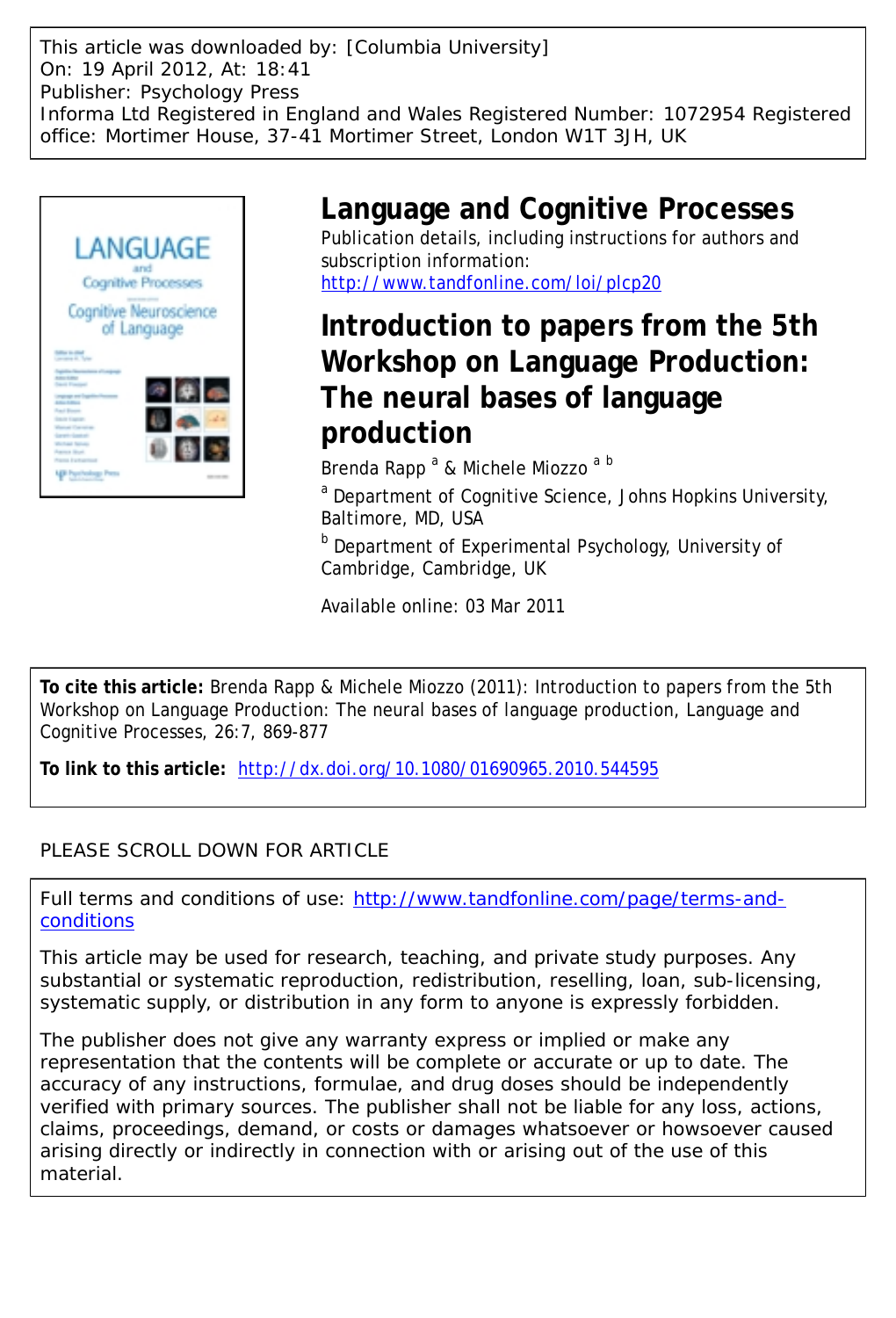This article was downloaded by: [Columbia University]
On: 19 April 2012, At: 18:41
Publisher: Psychology Press
Informa Ltd Registered in England and Wales Registered Number: 1072954 Registered office: Mortimer House, 37-41 Mortimer Street, London W1T 3JH, UK

# Language and Cognitive Processes

Publication details, including instructions for authors and subscription information:
http://www.tandfonline.com/loi/plcp20

# Introduction to papers from the 5th Workshop on Language Production: The neural bases of language production

Brenda Rapp [a] & Michele Miozzo [a b]

[a] Department of Cognitive Science, Johns Hopkins University, Baltimore, MD, USA

[b] Department of Experimental Psychology, University of Cambridge, Cambridge, UK

Available online: 03 Mar 2011

**To cite this article:** Brenda Rapp & Michele Miozzo (2011): Introduction to papers from the 5th Workshop on Language Production: The neural bases of language production, Language and Cognitive Processes, 26:7, 869-877

**To link to this article:** http://dx.doi.org/10.1080/01690965.2010.544595

PLEASE SCROLL DOWN FOR ARTICLE

Full terms and conditions of use: http://www.tandfonline.com/page/terms-and-conditions

This article may be used for research, teaching, and private study purposes. Any substantial or systematic reproduction, redistribution, reselling, loan, sub-licensing, systematic supply, or distribution in any form to anyone is expressly forbidden.

The publisher does not give any warranty express or implied or make any representation that the contents will be complete or accurate or up to date. The accuracy of any instructions, formulae, and drug doses should be independently verified with primary sources. The publisher shall not be liable for any loss, actions, claims, proceedings, demand, or costs or damages whatsoever or howsoever caused arising directly or indirectly in connection with or arising out of the use of this material.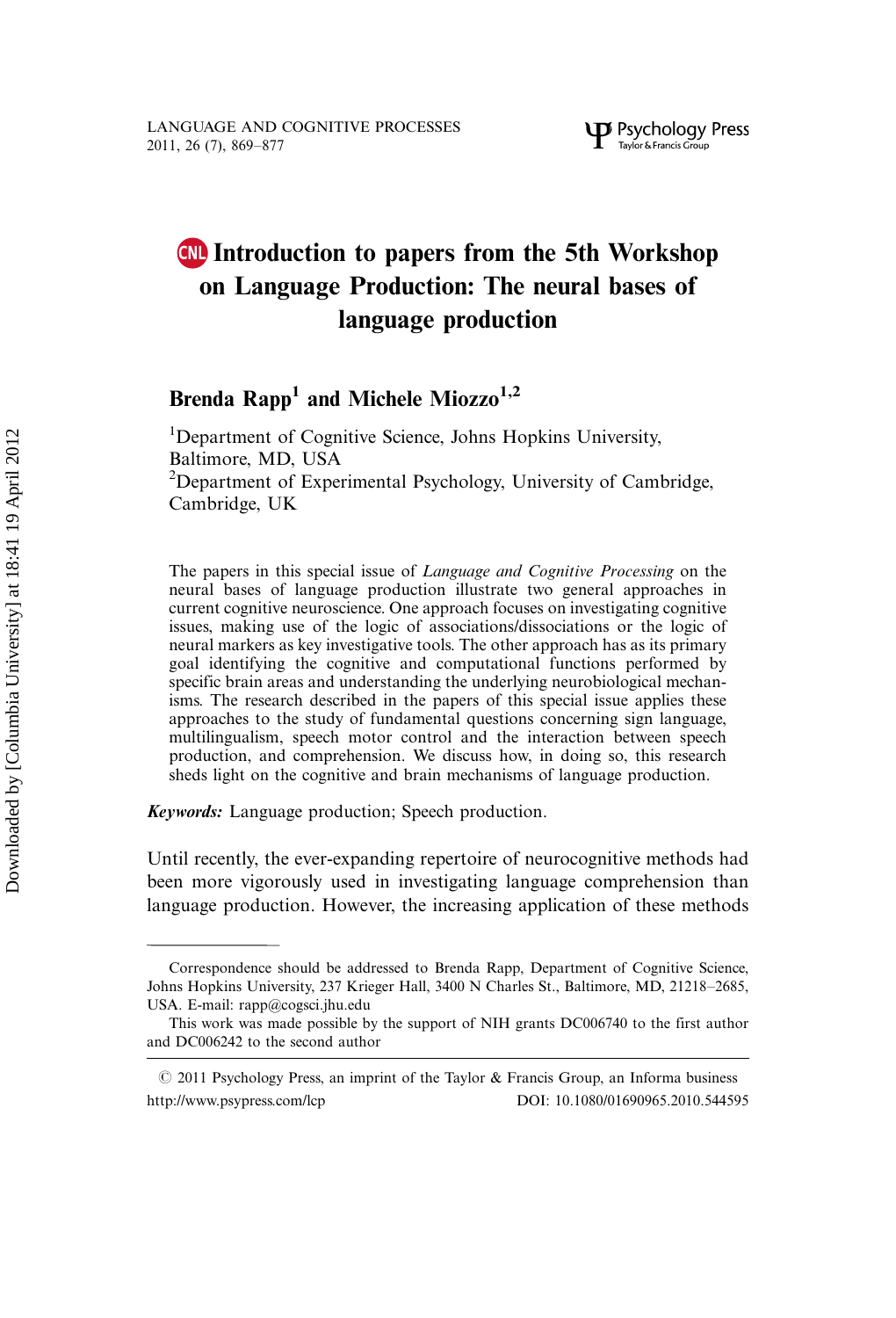# Introduction to papers from the 5th Workshop on Language Production: The neural bases of language production

**Brenda Rapp[1] and Michele Miozzo[1,2]**

[1]Department of Cognitive Science, Johns Hopkins University, Baltimore, MD, USA

[2]Department of Experimental Psychology, University of Cambridge, Cambridge, UK

The papers in this special issue of *Language and Cognitive Processing* on the neural bases of language production illustrate two general approaches in current cognitive neuroscience. One approach focuses on investigating cognitive issues, making use of the logic of associations/dissociations or the logic of neural markers as key investigative tools. The other approach has as its primary goal identifying the cognitive and computational functions performed by specific brain areas and understanding the underlying neurobiological mechanisms. The research described in the papers of this special issue applies these approaches to the study of fundamental questions concerning sign language, multilingualism, speech motor control and the interaction between speech production, and comprehension. We discuss how, in doing so, this research sheds light on the cognitive and brain mechanisms of language production.

***Keywords:*** Language production; Speech production.

Until recently, the ever-expanding repertoire of neurocognitive methods had been more vigorously used in investigating language comprehension than language production. However, the increasing application of these methods

Correspondence should be addressed to Brenda Rapp, Department of Cognitive Science, Johns Hopkins University, 237 Krieger Hall, 3400 N Charles St., Baltimore, MD, 21218–2685, USA. E-mail: rapp@cogsci.jhu.edu

This work was made possible by the support of NIH grants DC006740 to the first author and DC006242 to the second author

© 2011 Psychology Press, an imprint of the Taylor & Francis Group, an Informa business
http://www.psypress.com/lcp DOI: 10.1080/01690965.2010.544595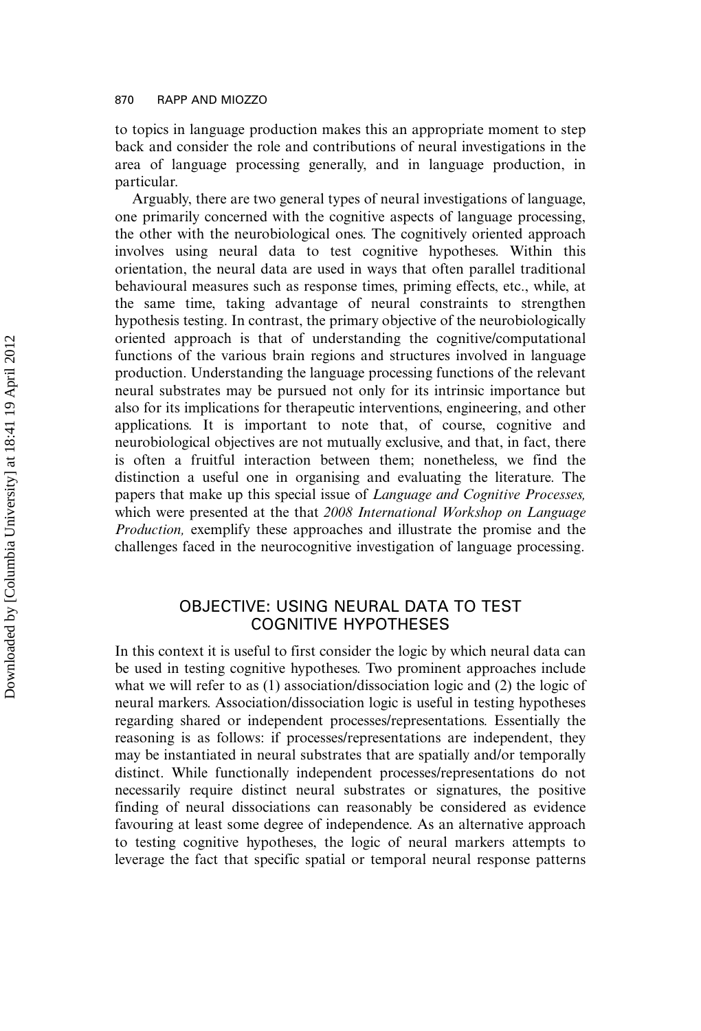to topics in language production makes this an appropriate moment to step back and consider the role and contributions of neural investigations in the area of language processing generally, and in language production, in particular.

Arguably, there are two general types of neural investigations of language, one primarily concerned with the cognitive aspects of language processing, the other with the neurobiological ones. The cognitively oriented approach involves using neural data to test cognitive hypotheses. Within this orientation, the neural data are used in ways that often parallel traditional behavioural measures such as response times, priming effects, etc., while, at the same time, taking advantage of neural constraints to strengthen hypothesis testing. In contrast, the primary objective of the neurobiologically oriented approach is that of understanding the cognitive/computational functions of the various brain regions and structures involved in language production. Understanding the language processing functions of the relevant neural substrates may be pursued not only for its intrinsic importance but also for its implications for therapeutic interventions, engineering, and other applications. It is important to note that, of course, cognitive and neurobiological objectives are not mutually exclusive, and that, in fact, there is often a fruitful interaction between them; nonetheless, we find the distinction a useful one in organising and evaluating the literature. The papers that make up this special issue of *Language and Cognitive Processes,* which were presented at the that *2008 International Workshop on Language Production,* exemplify these approaches and illustrate the promise and the challenges faced in the neurocognitive investigation of language processing.

## OBJECTIVE: USING NEURAL DATA TO TEST COGNITIVE HYPOTHESES

In this context it is useful to first consider the logic by which neural data can be used in testing cognitive hypotheses. Two prominent approaches include what we will refer to as (1) association/dissociation logic and (2) the logic of neural markers. Association/dissociation logic is useful in testing hypotheses regarding shared or independent processes/representations. Essentially the reasoning is as follows: if processes/representations are independent, they may be instantiated in neural substrates that are spatially and/or temporally distinct. While functionally independent processes/representations do not necessarily require distinct neural substrates or signatures, the positive finding of neural dissociations can reasonably be considered as evidence favouring at least some degree of independence. As an alternative approach to testing cognitive hypotheses, the logic of neural markers attempts to leverage the fact that specific spatial or temporal neural response patterns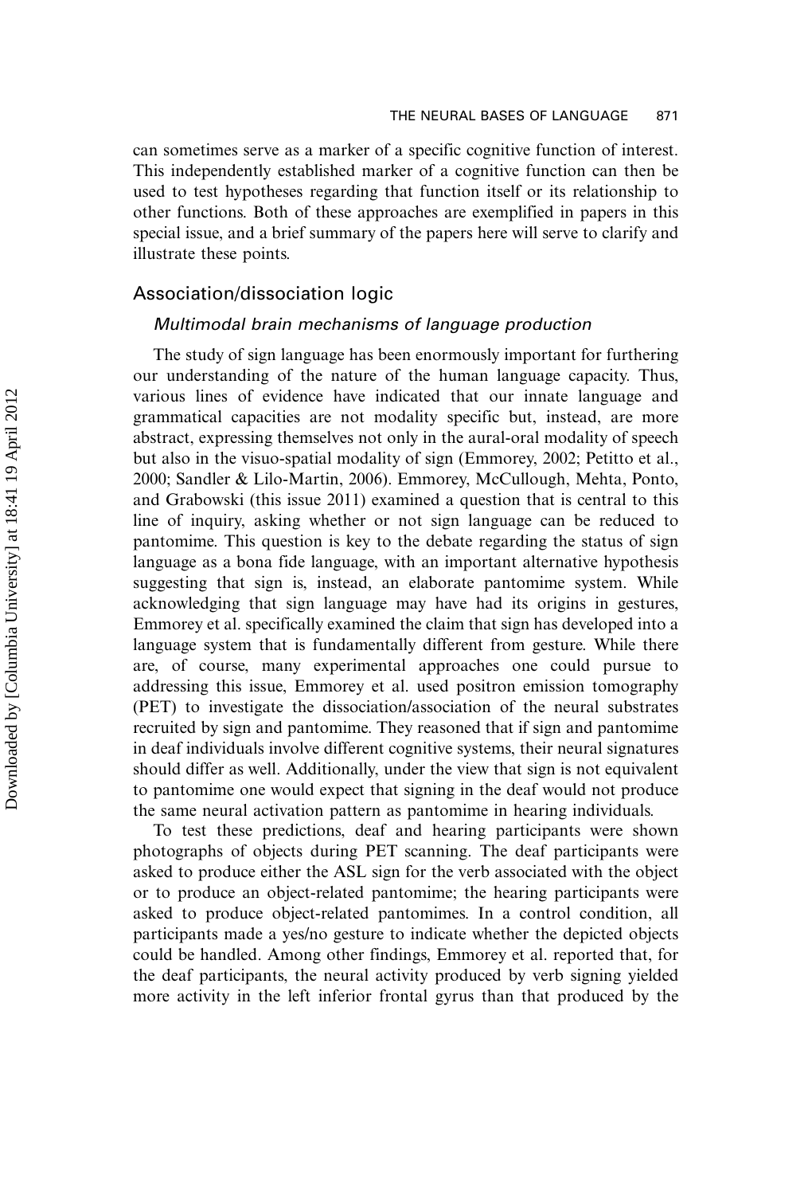can sometimes serve as a marker of a specific cognitive function of interest. This independently established marker of a cognitive function can then be used to test hypotheses regarding that function itself or its relationship to other functions. Both of these approaches are exemplified in papers in this special issue, and a brief summary of the papers here will serve to clarify and illustrate these points.

## Association/dissociation logic

### *Multimodal brain mechanisms of language production*

The study of sign language has been enormously important for furthering our understanding of the nature of the human language capacity. Thus, various lines of evidence have indicated that our innate language and grammatical capacities are not modality specific but, instead, are more abstract, expressing themselves not only in the aural-oral modality of speech but also in the visuo-spatial modality of sign (Emmorey, 2002; Petitto et al., 2000; Sandler & Lilo-Martin, 2006). Emmorey, McCullough, Mehta, Ponto, and Grabowski (this issue 2011) examined a question that is central to this line of inquiry, asking whether or not sign language can be reduced to pantomime. This question is key to the debate regarding the status of sign language as a bona fide language, with an important alternative hypothesis suggesting that sign is, instead, an elaborate pantomime system. While acknowledging that sign language may have had its origins in gestures, Emmorey et al. specifically examined the claim that sign has developed into a language system that is fundamentally different from gesture. While there are, of course, many experimental approaches one could pursue to addressing this issue, Emmorey et al. used positron emission tomography (PET) to investigate the dissociation/association of the neural substrates recruited by sign and pantomime. They reasoned that if sign and pantomime in deaf individuals involve different cognitive systems, their neural signatures should differ as well. Additionally, under the view that sign is not equivalent to pantomime one would expect that signing in the deaf would not produce the same neural activation pattern as pantomime in hearing individuals.

To test these predictions, deaf and hearing participants were shown photographs of objects during PET scanning. The deaf participants were asked to produce either the ASL sign for the verb associated with the object or to produce an object-related pantomime; the hearing participants were asked to produce object-related pantomimes. In a control condition, all participants made a yes/no gesture to indicate whether the depicted objects could be handled. Among other findings, Emmorey et al. reported that, for the deaf participants, the neural activity produced by verb signing yielded more activity in the left inferior frontal gyrus than that produced by the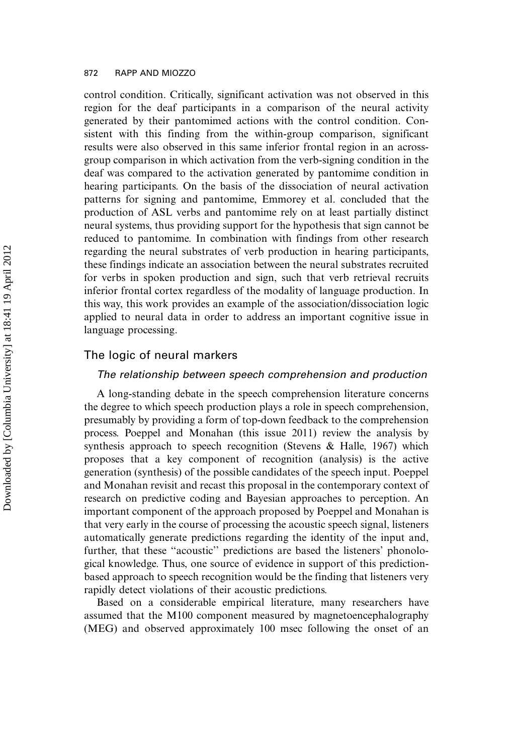control condition. Critically, significant activation was not observed in this region for the deaf participants in a comparison of the neural activity generated by their pantomimed actions with the control condition. Consistent with this finding from the within-group comparison, significant results were also observed in this same inferior frontal region in an across-group comparison in which activation from the verb-signing condition in the deaf was compared to the activation generated by pantomime condition in hearing participants. On the basis of the dissociation of neural activation patterns for signing and pantomime, Emmorey et al. concluded that the production of ASL verbs and pantomime rely on at least partially distinct neural systems, thus providing support for the hypothesis that sign cannot be reduced to pantomime. In combination with findings from other research regarding the neural substrates of verb production in hearing participants, these findings indicate an association between the neural substrates recruited for verbs in spoken production and sign, such that verb retrieval recruits inferior frontal cortex regardless of the modality of language production. In this way, this work provides an example of the association/dissociation logic applied to neural data in order to address an important cognitive issue in language processing.

## The logic of neural markers

### *The relationship between speech comprehension and production*

A long-standing debate in the speech comprehension literature concerns the degree to which speech production plays a role in speech comprehension, presumably by providing a form of top-down feedback to the comprehension process. Poeppel and Monahan (this issue 2011) review the analysis by synthesis approach to speech recognition (Stevens & Halle, 1967) which proposes that a key component of recognition (analysis) is the active generation (synthesis) of the possible candidates of the speech input. Poeppel and Monahan revisit and recast this proposal in the contemporary context of research on predictive coding and Bayesian approaches to perception. An important component of the approach proposed by Poeppel and Monahan is that very early in the course of processing the acoustic speech signal, listeners automatically generate predictions regarding the identity of the input and, further, that these "acoustic" predictions are based the listeners' phonological knowledge. Thus, one source of evidence in support of this prediction-based approach to speech recognition would be the finding that listeners very rapidly detect violations of their acoustic predictions.

Based on a considerable empirical literature, many researchers have assumed that the M100 component measured by magnetoencephalography (MEG) and observed approximately 100 msec following the onset of an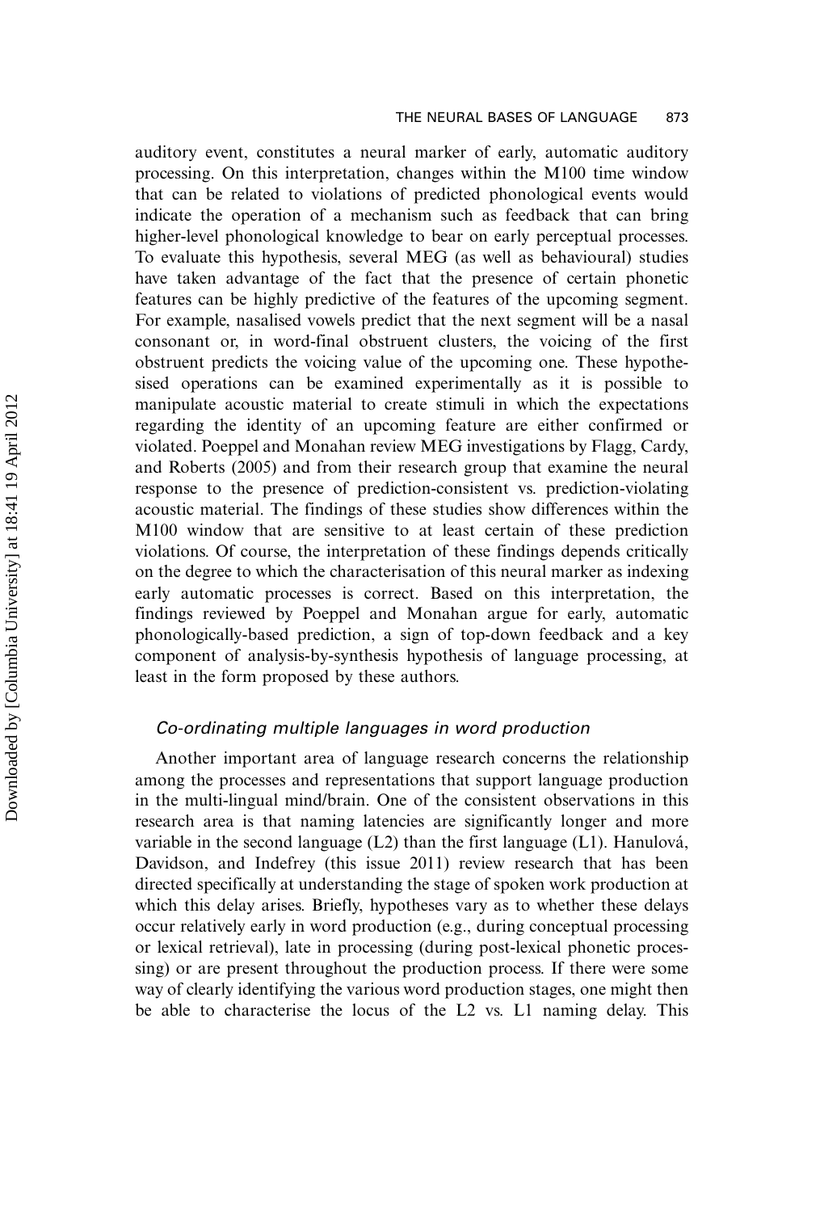auditory event, constitutes a neural marker of early, automatic auditory processing. On this interpretation, changes within the M100 time window that can be related to violations of predicted phonological events would indicate the operation of a mechanism such as feedback that can bring higher-level phonological knowledge to bear on early perceptual processes. To evaluate this hypothesis, several MEG (as well as behavioural) studies have taken advantage of the fact that the presence of certain phonetic features can be highly predictive of the features of the upcoming segment. For example, nasalised vowels predict that the next segment will be a nasal consonant or, in word-final obstruent clusters, the voicing of the first obstruent predicts the voicing value of the upcoming one. These hypothesised operations can be examined experimentally as it is possible to manipulate acoustic material to create stimuli in which the expectations regarding the identity of an upcoming feature are either confirmed or violated. Poeppel and Monahan review MEG investigations by Flagg, Cardy, and Roberts (2005) and from their research group that examine the neural response to the presence of prediction-consistent vs. prediction-violating acoustic material. The findings of these studies show differences within the M100 window that are sensitive to at least certain of these prediction violations. Of course, the interpretation of these findings depends critically on the degree to which the characterisation of this neural marker as indexing early automatic processes is correct. Based on this interpretation, the findings reviewed by Poeppel and Monahan argue for early, automatic phonologically-based prediction, a sign of top-down feedback and a key component of analysis-by-synthesis hypothesis of language processing, at least in the form proposed by these authors.

### *Co-ordinating multiple languages in word production*

Another important area of language research concerns the relationship among the processes and representations that support language production in the multi-lingual mind/brain. One of the consistent observations in this research area is that naming latencies are significantly longer and more variable in the second language (L2) than the first language (L1). Hanulová, Davidson, and Indefrey (this issue 2011) review research that has been directed specifically at understanding the stage of spoken work production at which this delay arises. Briefly, hypotheses vary as to whether these delays occur relatively early in word production (e.g., during conceptual processing or lexical retrieval), late in processing (during post-lexical phonetic processing) or are present throughout the production process. If there were some way of clearly identifying the various word production stages, one might then be able to characterise the locus of the L2 vs. L1 naming delay. This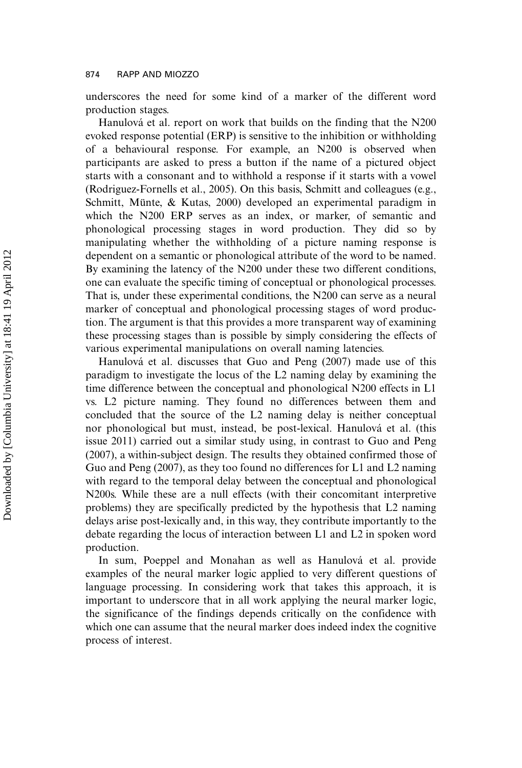underscores the need for some kind of a marker of the different word production stages.

Hanulová et al. report on work that builds on the finding that the N200 evoked response potential (ERP) is sensitive to the inhibition or withholding of a behavioural response. For example, an N200 is observed when participants are asked to press a button if the name of a pictured object starts with a consonant and to withhold a response if it starts with a vowel (Rodriguez-Fornells et al., 2005). On this basis, Schmitt and colleagues (e.g., Schmitt, Münte, & Kutas, 2000) developed an experimental paradigm in which the N200 ERP serves as an index, or marker, of semantic and phonological processing stages in word production. They did so by manipulating whether the withholding of a picture naming response is dependent on a semantic or phonological attribute of the word to be named. By examining the latency of the N200 under these two different conditions, one can evaluate the specific timing of conceptual or phonological processes. That is, under these experimental conditions, the N200 can serve as a neural marker of conceptual and phonological processing stages of word production. The argument is that this provides a more transparent way of examining these processing stages than is possible by simply considering the effects of various experimental manipulations on overall naming latencies.

Hanulová et al. discusses that Guo and Peng (2007) made use of this paradigm to investigate the locus of the L2 naming delay by examining the time difference between the conceptual and phonological N200 effects in L1 vs. L2 picture naming. They found no differences between them and concluded that the source of the L2 naming delay is neither conceptual nor phonological but must, instead, be post-lexical. Hanulová et al. (this issue 2011) carried out a similar study using, in contrast to Guo and Peng (2007), a within-subject design. The results they obtained confirmed those of Guo and Peng (2007), as they too found no differences for L1 and L2 naming with regard to the temporal delay between the conceptual and phonological N200s. While these are a null effects (with their concomitant interpretive problems) they are specifically predicted by the hypothesis that L2 naming delays arise post-lexically and, in this way, they contribute importantly to the debate regarding the locus of interaction between L1 and L2 in spoken word production.

In sum, Poeppel and Monahan as well as Hanulová et al. provide examples of the neural marker logic applied to very different questions of language processing. In considering work that takes this approach, it is important to underscore that in all work applying the neural marker logic, the significance of the findings depends critically on the confidence with which one can assume that the neural marker does indeed index the cognitive process of interest.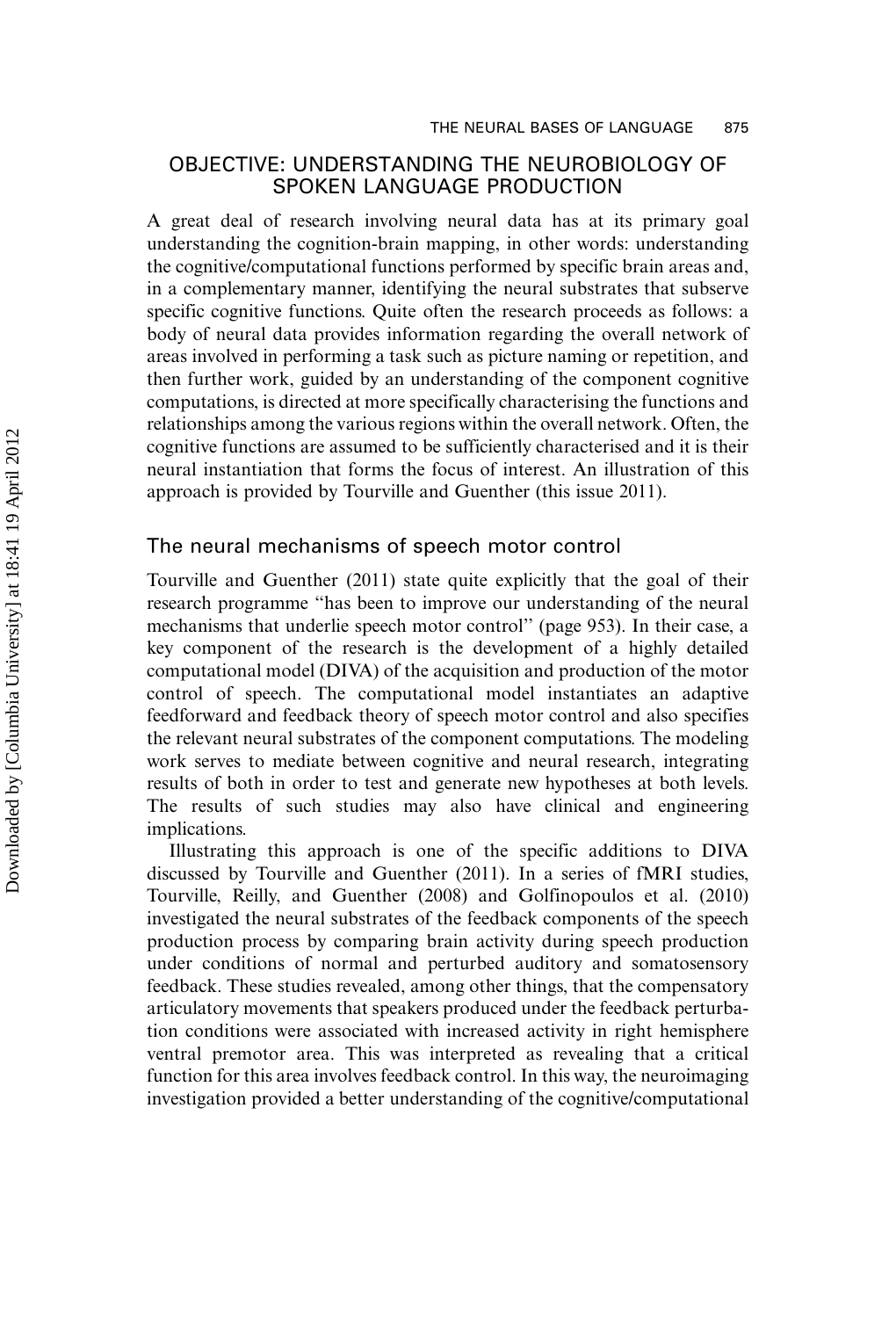## OBJECTIVE: UNDERSTANDING THE NEUROBIOLOGY OF SPOKEN LANGUAGE PRODUCTION

A great deal of research involving neural data has at its primary goal understanding the cognition-brain mapping, in other words: understanding the cognitive/computational functions performed by specific brain areas and, in a complementary manner, identifying the neural substrates that subserve specific cognitive functions. Quite often the research proceeds as follows: a body of neural data provides information regarding the overall network of areas involved in performing a task such as picture naming or repetition, and then further work, guided by an understanding of the component cognitive computations, is directed at more specifically characterising the functions and relationships among the various regions within the overall network. Often, the cognitive functions are assumed to be sufficiently characterised and it is their neural instantiation that forms the focus of interest. An illustration of this approach is provided by Tourville and Guenther (this issue 2011).

### The neural mechanisms of speech motor control

Tourville and Guenther (2011) state quite explicitly that the goal of their research programme "has been to improve our understanding of the neural mechanisms that underlie speech motor control" (page 953). In their case, a key component of the research is the development of a highly detailed computational model (DIVA) of the acquisition and production of the motor control of speech. The computational model instantiates an adaptive feedforward and feedback theory of speech motor control and also specifies the relevant neural substrates of the component computations. The modeling work serves to mediate between cognitive and neural research, integrating results of both in order to test and generate new hypotheses at both levels. The results of such studies may also have clinical and engineering implications.

Illustrating this approach is one of the specific additions to DIVA discussed by Tourville and Guenther (2011). In a series of fMRI studies, Tourville, Reilly, and Guenther (2008) and Golfinopoulos et al. (2010) investigated the neural substrates of the feedback components of the speech production process by comparing brain activity during speech production under conditions of normal and perturbed auditory and somatosensory feedback. These studies revealed, among other things, that the compensatory articulatory movements that speakers produced under the feedback perturbation conditions were associated with increased activity in right hemisphere ventral premotor area. This was interpreted as revealing that a critical function for this area involves feedback control. In this way, the neuroimaging investigation provided a better understanding of the cognitive/computational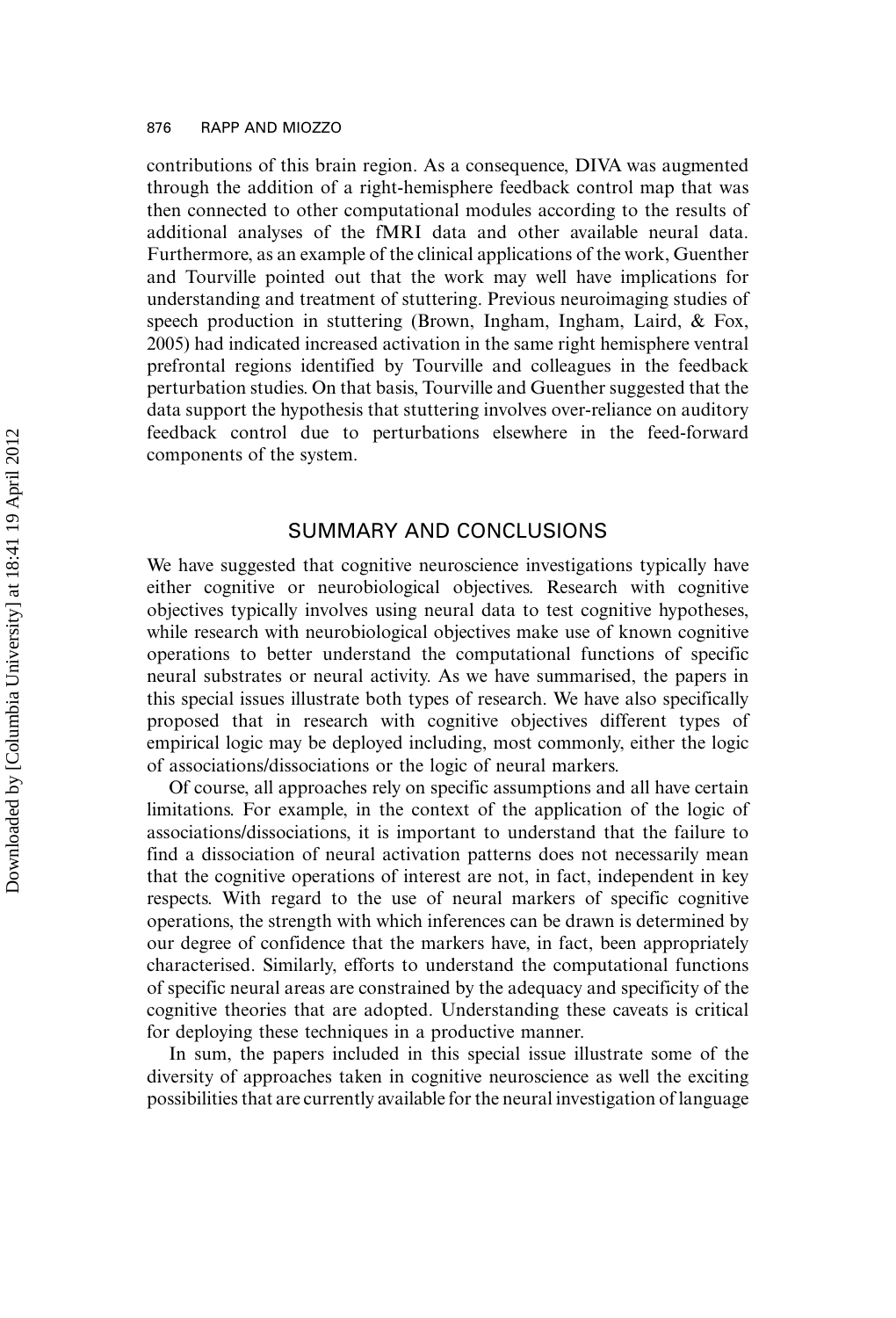contributions of this brain region. As a consequence, DIVA was augmented through the addition of a right-hemisphere feedback control map that was then connected to other computational modules according to the results of additional analyses of the fMRI data and other available neural data. Furthermore, as an example of the clinical applications of the work, Guenther and Tourville pointed out that the work may well have implications for understanding and treatment of stuttering. Previous neuroimaging studies of speech production in stuttering (Brown, Ingham, Ingham, Laird, & Fox, 2005) had indicated increased activation in the same right hemisphere ventral prefrontal regions identified by Tourville and colleagues in the feedback perturbation studies. On that basis, Tourville and Guenther suggested that the data support the hypothesis that stuttering involves over-reliance on auditory feedback control due to perturbations elsewhere in the feed-forward components of the system.

## SUMMARY AND CONCLUSIONS

We have suggested that cognitive neuroscience investigations typically have either cognitive or neurobiological objectives. Research with cognitive objectives typically involves using neural data to test cognitive hypotheses, while research with neurobiological objectives make use of known cognitive operations to better understand the computational functions of specific neural substrates or neural activity. As we have summarised, the papers in this special issues illustrate both types of research. We have also specifically proposed that in research with cognitive objectives different types of empirical logic may be deployed including, most commonly, either the logic of associations/dissociations or the logic of neural markers.

Of course, all approaches rely on specific assumptions and all have certain limitations. For example, in the context of the application of the logic of associations/dissociations, it is important to understand that the failure to find a dissociation of neural activation patterns does not necessarily mean that the cognitive operations of interest are not, in fact, independent in key respects. With regard to the use of neural markers of specific cognitive operations, the strength with which inferences can be drawn is determined by our degree of confidence that the markers have, in fact, been appropriately characterised. Similarly, efforts to understand the computational functions of specific neural areas are constrained by the adequacy and specificity of the cognitive theories that are adopted. Understanding these caveats is critical for deploying these techniques in a productive manner.

In sum, the papers included in this special issue illustrate some of the diversity of approaches taken in cognitive neuroscience as well the exciting possibilities that are currently available for the neural investigation of language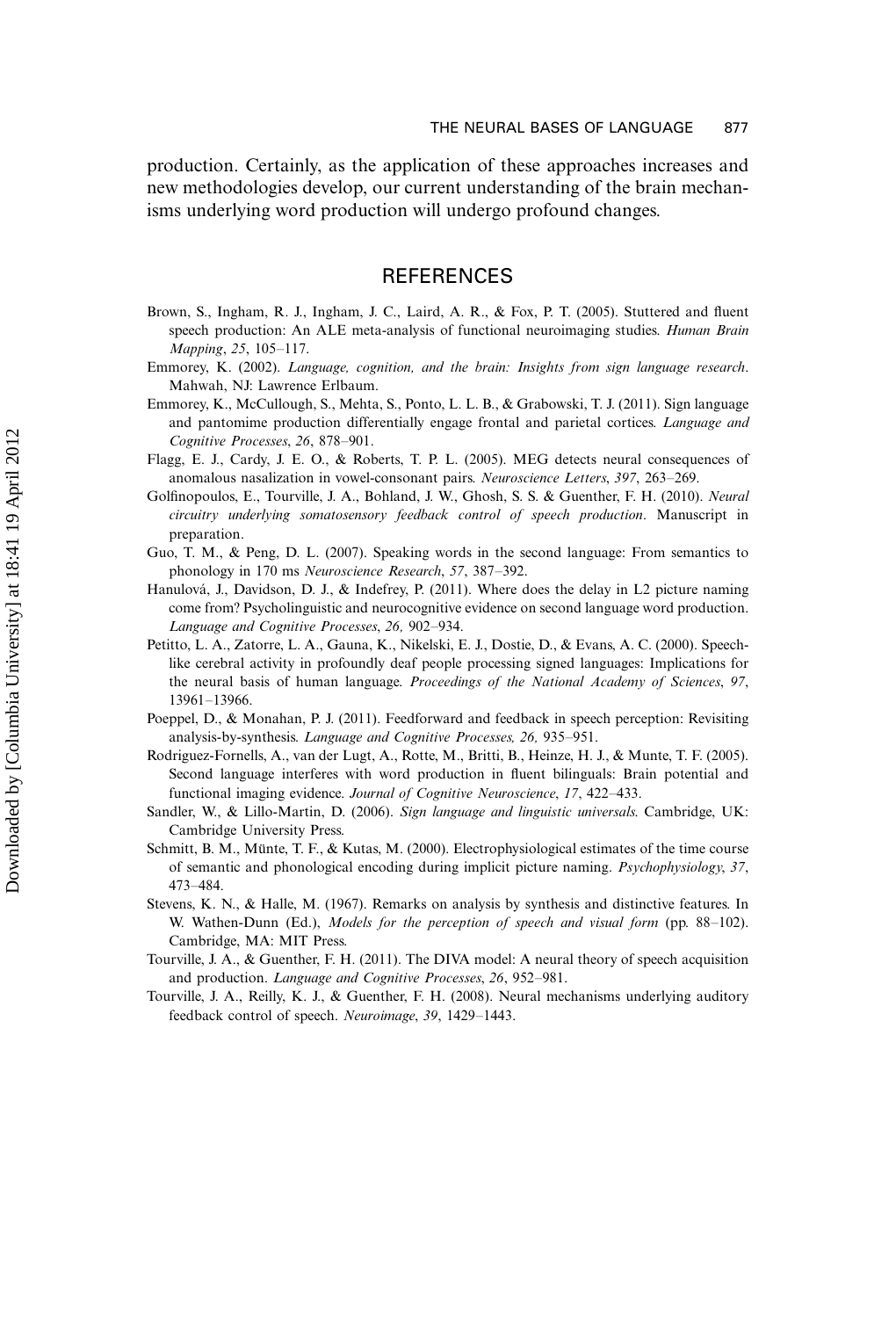production. Certainly, as the application of these approaches increases and new methodologies develop, our current understanding of the brain mechanisms underlying word production will undergo profound changes.

## REFERENCES

Brown, S., Ingham, R. J., Ingham, J. C., Laird, A. R., & Fox, P. T. (2005). Stuttered and fluent speech production: An ALE meta-analysis of functional neuroimaging studies. *Human Brain Mapping*, *25*, 105–117.

Emmorey, K. (2002). *Language, cognition, and the brain: Insights from sign language research*. Mahwah, NJ: Lawrence Erlbaum.

Emmorey, K., McCullough, S., Mehta, S., Ponto, L. L. B., & Grabowski, T. J. (2011). Sign language and pantomime production differentially engage frontal and parietal cortices. *Language and Cognitive Processes*, *26*, 878–901.

Flagg, E. J., Cardy, J. E. O., & Roberts, T. P. L. (2005). MEG detects neural consequences of anomalous nasalization in vowel-consonant pairs. *Neuroscience Letters*, *397*, 263–269.

Golfinopoulos, E., Tourville, J. A., Bohland, J. W., Ghosh, S. S. & Guenther, F. H. (2010). *Neural circuitry underlying somatosensory feedback control of speech production*. Manuscript in preparation.

Guo, T. M., & Peng, D. L. (2007). Speaking words in the second language: From semantics to phonology in 170 ms *Neuroscience Research*, *57*, 387–392.

Hanulová, J., Davidson, D. J., & Indefrey, P. (2011). Where does the delay in L2 picture naming come from? Psycholinguistic and neurocognitive evidence on second language word production. *Language and Cognitive Processes*, *26,* 902–934.

Petitto, L. A., Zatorre, L. A., Gauna, K., Nikelski, E. J., Dostie, D., & Evans, A. C. (2000). Speech-like cerebral activity in profoundly deaf people processing signed languages: Implications for the neural basis of human language. *Proceedings of the National Academy of Sciences*, *97*, 13961–13966.

Poeppel, D., & Monahan, P. J. (2011). Feedforward and feedback in speech perception: Revisiting analysis-by-synthesis. *Language and Cognitive Processes, 26,* 935–951.

Rodriguez-Fornells, A., van der Lugt, A., Rotte, M., Britti, B., Heinze, H. J., & Munte, T. F. (2005). Second language interferes with word production in fluent bilinguals: Brain potential and functional imaging evidence. *Journal of Cognitive Neuroscience*, *17*, 422–433.

Sandler, W., & Lillo-Martin, D. (2006). *Sign language and linguistic universals.* Cambridge, UK: Cambridge University Press.

Schmitt, B. M., Münte, T. F., & Kutas, M. (2000). Electrophysiological estimates of the time course of semantic and phonological encoding during implicit picture naming. *Psychophysiology*, *37*, 473–484.

Stevens, K. N., & Halle, M. (1967). Remarks on analysis by synthesis and distinctive features. In W. Wathen-Dunn (Ed.), *Models for the perception of speech and visual form* (pp. 88–102). Cambridge, MA: MIT Press.

Tourville, J. A., & Guenther, F. H. (2011). The DIVA model: A neural theory of speech acquisition and production. *Language and Cognitive Processes*, *26*, 952–981.

Tourville, J. A., Reilly, K. J., & Guenther, F. H. (2008). Neural mechanisms underlying auditory feedback control of speech. *Neuroimage*, *39*, 1429–1443.